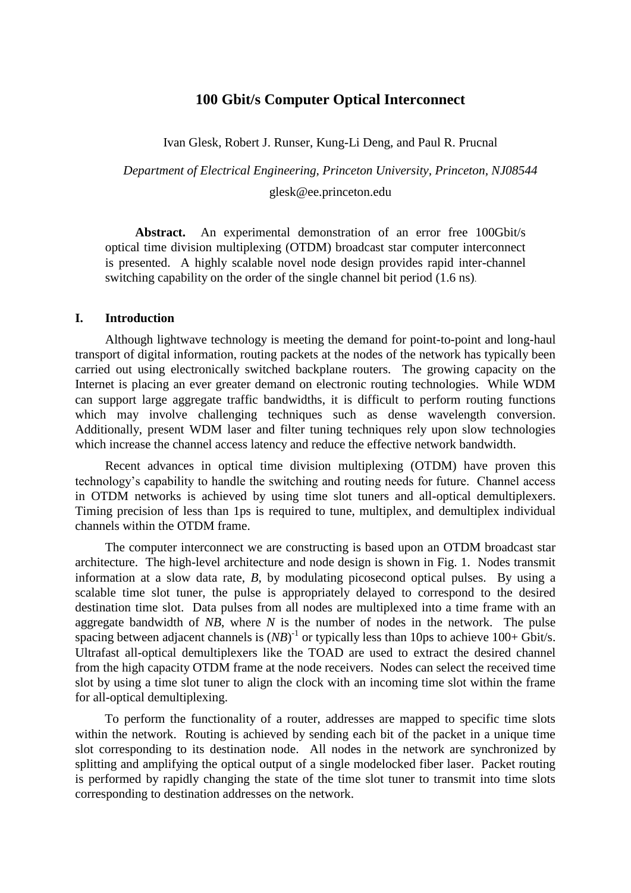# 100 Gbit/s Computer Optical Interconnect

Ivan Glesk, Robert J. Runser, Kung-Li Deng, and Paul R. Prucnal

*Department of Electrical Engineering, Princeton University, Princeton, NJ08544*

glesk@ee.princeton.edu

**Abstract.** An experimental demonstration of an error free 100Gbit/s optical time division multiplexing (OTDM) broadcast star computer interconnect is presented. A highly scalable novel node design provides rapid inter-channel switching capability on the order of the single channel bit period (1.6 ns).

## I. Introduction

Although lightwave technology is meeting the demand for point-to-point and long-haul transport of digital information, routing packets at the nodes of the network has typically been carried out using electronically switched backplane routers. The growing capacity on the Internet is placing an ever greater demand on electronic routing technologies. While WDM can support large aggregate traffic bandwidths, it is difficult to perform routing functions which may involve challenging techniques such as dense wavelength conversion. Additionally, present WDM laser and filter tuning techniques rely upon slow technologies which increase the channel access latency and reduce the effective network bandwidth.

Recent advances in optical time division multiplexing (OTDM) have proven this technology's capability to handle the switching and routing needs for future. Channel access in OTDM networks is achieved by using time slot tuners and all-optical demultiplexers. Timing precision of less than 1ps is required to tune, multiplex, and demultiplex individual channels within the OTDM frame.

The computer interconnect we are constructing is based upon an OTDM broadcast star architecture. The high-level architecture and node design is shown in Fig. 1. Nodes transmit information at a slow data rate, $B$, by modulating picosecond optical pulses. By using a scalable time slot tuner, the pulse is appropriately delayed to correspond to the desired destination time slot. Data pulses from all nodes are multiplexed into a time frame with an aggregate bandwidth of $NB$, where $N$ is the number of nodes in the network. The pulse spacing between adjacent channels is $(NB)^{-1}$ or typically less than 10ps to achieve 100+ Gbit/s. Ultrafast all-optical demultiplexers like the TOAD are used to extract the desired channel from the high capacity OTDM frame at the node receivers. Nodes can select the received time slot by using a time slot tuner to align the clock with an incoming time slot within the frame for all-optical demultiplexing.

To perform the functionality of a router, addresses are mapped to specific time slots within the network. Routing is achieved by sending each bit of the packet in a unique time slot corresponding to its destination node. All nodes in the network are synchronized by splitting and amplifying the optical output of a single modelocked fiber laser. Packet routing is performed by rapidly changing the state of the time slot tuner to transmit into time slots corresponding to destination addresses on the network.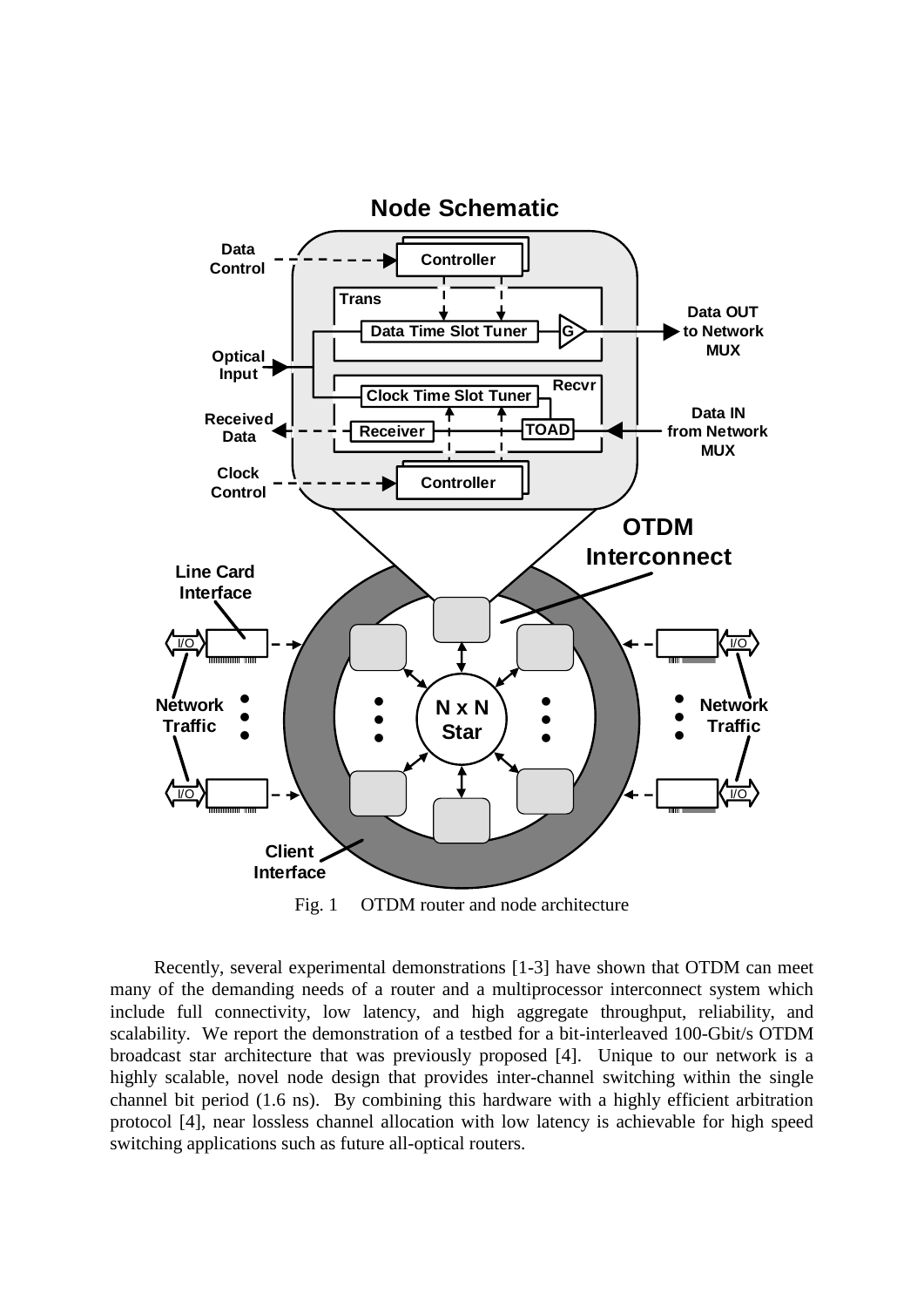Fig. 1 OTDM router and node architecture

Recently, several experimental demonstrations [1-3] have shown that OTDM can meet many of the demanding needs of a router and a multiprocessor interconnect system which include full connectivity, low latency, and high aggregate throughput, reliability, and scalability. We report the demonstration of a testbed for a bit-interleaved 100-Gbit/s OTDM broadcast star architecture that was previously proposed [4]. Unique to our network is a highly scalable, novel node design that provides inter-channel switching within the single channel bit period (1.6 ns). By combining this hardware with a highly efficient arbitration protocol [4], near lossless channel allocation with low latency is achievable for high speed switching applications such as future all-optical routers.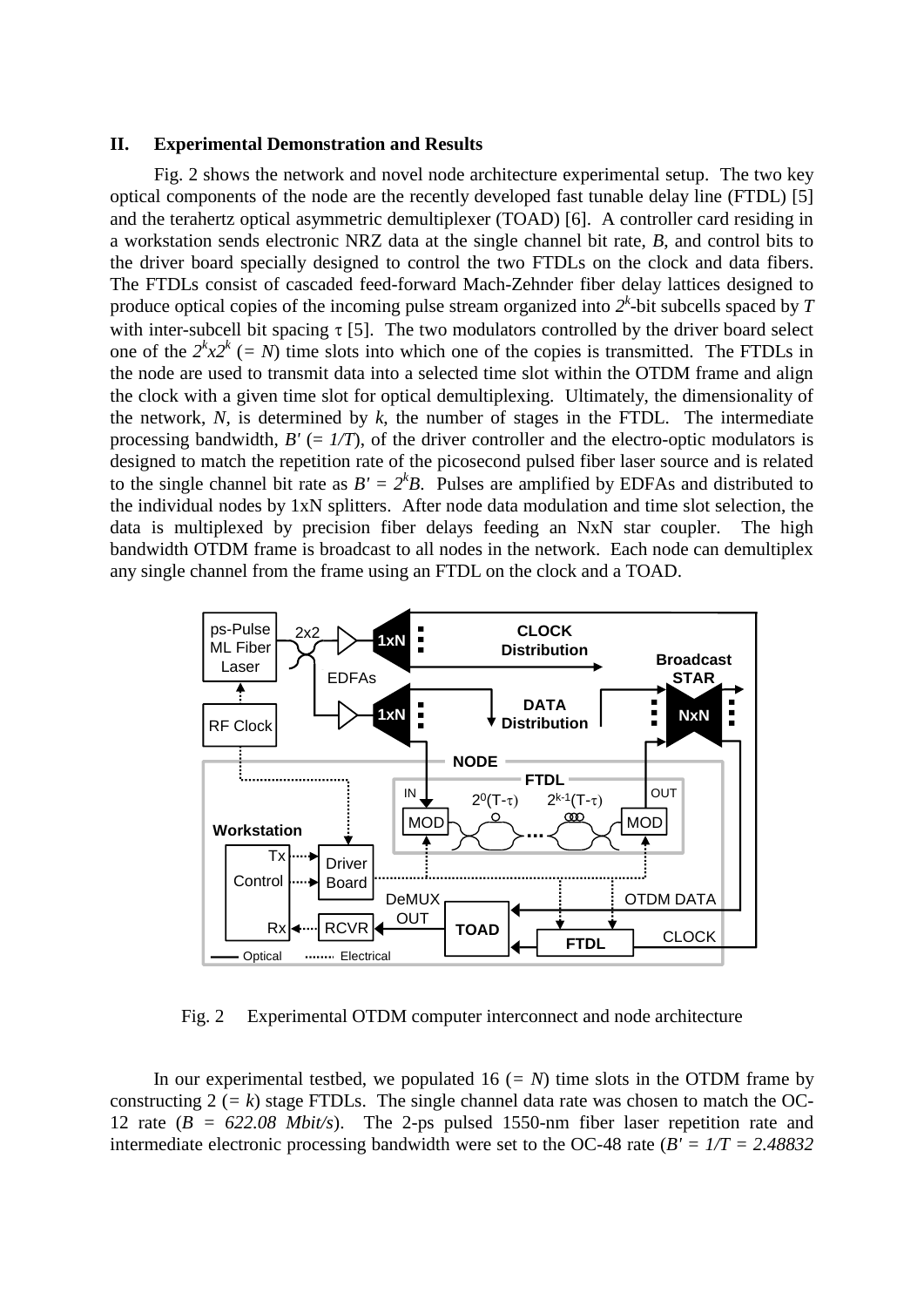## II. Experimental Demonstration and Results

Fig. 2 shows the network and novel node architecture experimental setup. The two key optical components of the node are the recently developed fast tunable delay line (FTDL) [5] and the terahertz optical asymmetric demultiplexer (TOAD) [6]. A controller card residing in a workstation sends electronic NRZ data at the single channel bit rate, *B*, and control bits to the driver board specially designed to control the two FTDLs on the clock and data fibers. The FTDLs consist of cascaded feed-forward Mach-Zehnder fiber delay lattices designed to produce optical copies of the incoming pulse stream organized into $2^k$-bit subcells spaced by $T$ with inter-subcell bit spacing $\tau$ [5]. The two modulators controlled by the driver board select one of the $2^k x 2^k$ (= $N$) time slots into which one of the copies is transmitted. The FTDLs in the node are used to transmit data into a selected time slot within the OTDM frame and align the clock with a given time slot for optical demultiplexing. Ultimately, the dimensionality of the network, $N$, is determined by $k$, the number of stages in the FTDL. The intermediate processing bandwidth, $B'$ (= $1/T$), of the driver controller and the electro-optic modulators is designed to match the repetition rate of the picosecond pulsed fiber laser source and is related to the single channel bit rate as $B' = 2^k B$. Pulses are amplified by EDFAs and distributed to the individual nodes by 1xN splitters. After node data modulation and time slot selection, the data is multiplexed by precision fiber delays feeding an NxN star coupler. The high bandwidth OTDM frame is broadcast to all nodes in the network. Each node can demultiplex any single channel from the frame using an FTDL on the clock and a TOAD.

Fig. 2 Experimental OTDM computer interconnect and node architecture

In our experimental testbed, we populated 16 (= $N$) time slots in the OTDM frame by constructing 2 (= $k$) stage FTDLs. The single channel data rate was chosen to match the OC-12 rate ($B$ = *622.08 Mbit/s*). The 2-ps pulsed 1550-nm fiber laser repetition rate and intermediate electronic processing bandwidth were set to the OC-48 rate ($B' = 1/T$ = *2.48832*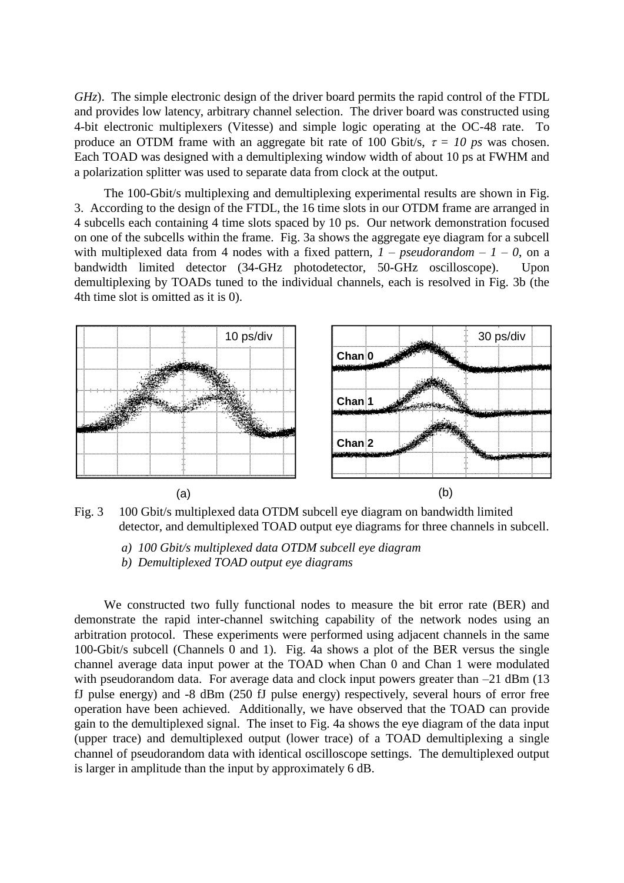*GHz*). The simple electronic design of the driver board permits the rapid control of the FTDL and provides low latency, arbitrary channel selection. The driver board was constructed using 4-bit electronic multiplexers (Vitesse) and simple logic operating at the OC-48 rate. To produce an OTDM frame with an aggregate bit rate of 100 Gbit/s, $\tau = 10\ ps$ was chosen. Each TOAD was designed with a demultiplexing window width of about 10 ps at FWHM and a polarization splitter was used to separate data from clock at the output.

The 100-Gbit/s multiplexing and demultiplexing experimental results are shown in Fig. 3. According to the design of the FTDL, the 16 time slots in our OTDM frame are arranged in 4 subcells each containing 4 time slots spaced by 10 ps. Our network demonstration focused on one of the subcells within the frame. Fig. 3a shows the aggregate eye diagram for a subcell with multiplexed data from 4 nodes with a fixed pattern, *1 – pseudorandom – 1 – 0*, on a bandwidth limited detector (34-GHz photodetector, 50-GHz oscilloscope). Upon demultiplexing by TOADs tuned to the individual channels, each is resolved in Fig. 3b (the 4th time slot is omitted as it is 0).

Fig. 3 100 Gbit/s multiplexed data OTDM subcell eye diagram on bandwidth limited detector, and demultiplexed TOAD output eye diagrams for three channels in subcell.

*a) 100 Gbit/s multiplexed data OTDM subcell eye diagram*
*b) Demultiplexed TOAD output eye diagrams*

We constructed two fully functional nodes to measure the bit error rate (BER) and demonstrate the rapid inter-channel switching capability of the network nodes using an arbitration protocol. These experiments were performed using adjacent channels in the same 100-Gbit/s subcell (Channels 0 and 1). Fig. 4a shows a plot of the BER versus the single channel average data input power at the TOAD when Chan 0 and Chan 1 were modulated with pseudorandom data. For average data and clock input powers greater than –21 dBm (13 fJ pulse energy) and -8 dBm (250 fJ pulse energy) respectively, several hours of error free operation have been achieved. Additionally, we have observed that the TOAD can provide gain to the demultiplexed signal. The inset to Fig. 4a shows the eye diagram of the data input (upper trace) and demultiplexed output (lower trace) of a TOAD demultiplexing a single channel of pseudorandom data with identical oscilloscope settings. The demultiplexed output is larger in amplitude than the input by approximately 6 dB.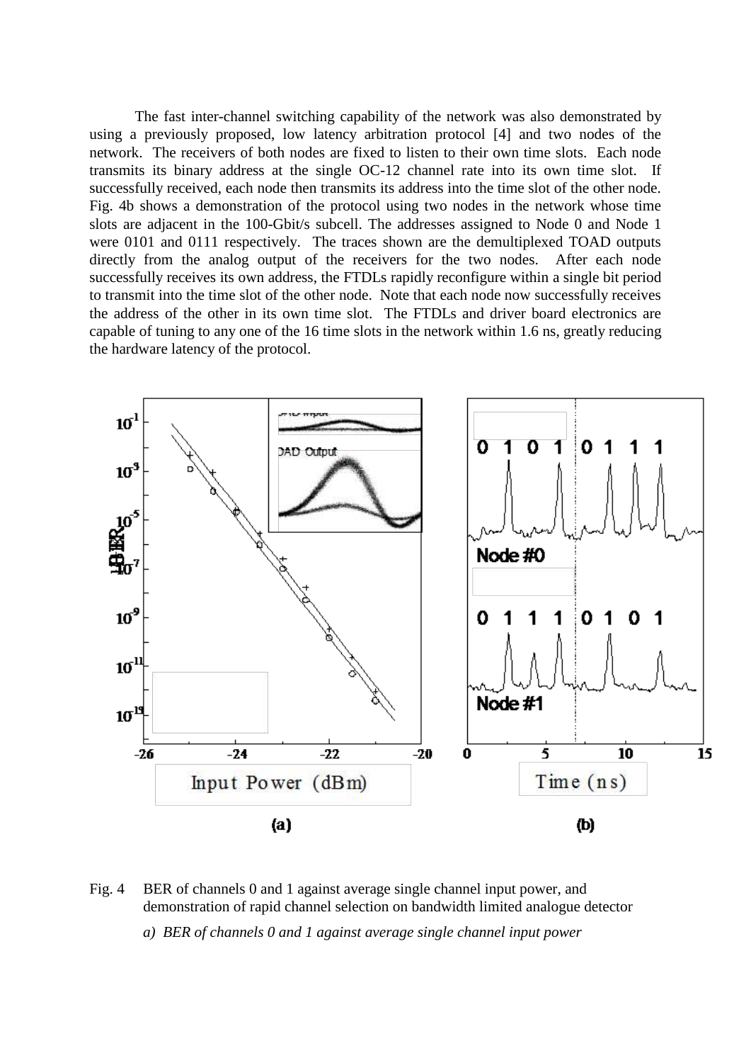The fast inter-channel switching capability of the network was also demonstrated by using a previously proposed, low latency arbitration protocol [4] and two nodes of the network. The receivers of both nodes are fixed to listen to their own time slots. Each node transmits its binary address at the single OC-12 channel rate into its own time slot. If successfully received, each node then transmits its address into the time slot of the other node. Fig. 4b shows a demonstration of the protocol using two nodes in the network whose time slots are adjacent in the 100-Gbit/s subcell. The addresses assigned to Node 0 and Node 1 were 0101 and 0111 respectively. The traces shown are the demultiplexed TOAD outputs directly from the analog output of the receivers for the two nodes. After each node successfully receives its own address, the FTDLs rapidly reconfigure within a single bit period to transmit into the time slot of the other node. Note that each node now successfully receives the address of the other in its own time slot. The FTDLs and driver board electronics are capable of tuning to any one of the 16 time slots in the network within 1.6 ns, greatly reducing the hardware latency of the protocol.

Fig. 4 BER of channels 0 and 1 against average single channel input power, and demonstration of rapid channel selection on bandwidth limited analogue detector

*a) BER of channels 0 and 1 against average single channel input power*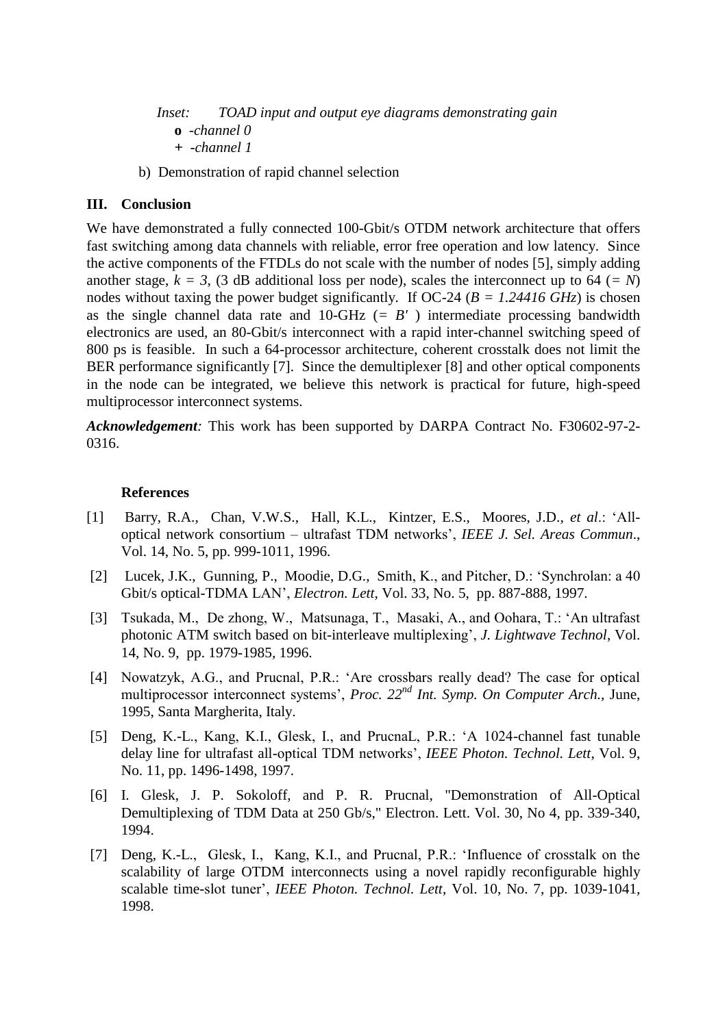*Inset: TOAD input and output eye diagrams demonstrating gain*

**o** *-channel 0*

**+** *-channel 1*

b) Demonstration of rapid channel selection

## III. Conclusion

We have demonstrated a fully connected 100-Gbit/s OTDM network architecture that offers fast switching among data channels with reliable, error free operation and low latency. Since the active components of the FTDLs do not scale with the number of nodes [5], simply adding another stage, $k = 3$, (3 dB additional loss per node), scales the interconnect up to 64 (= $N$) nodes without taxing the power budget significantly. If OC-24 ($B = 1.24416$ $GHz$) is chosen as the single channel data rate and 10-GHz (= $B'$ ) intermediate processing bandwidth electronics are used, an 80-Gbit/s interconnect with a rapid inter-channel switching speed of 800 ps is feasible. In such a 64-processor architecture, coherent crosstalk does not limit the BER performance significantly [7]. Since the demultiplexer [8] and other optical components in the node can be integrated, we believe this network is practical for future, high-speed multiprocessor interconnect systems.

***Acknowledgement**:* This work has been supported by DARPA Contract No. F30602-97-2-0316.

### References

[1] Barry, R.A., Chan, V.W.S., Hall, K.L., Kintzer, E.S., Moores, J.D., *et al*.: 'All-optical network consortium – ultrafast TDM networks', *IEEE J. Sel. Areas Commun*., Vol. 14, No. 5, pp. 999-1011, 1996.

[2] Lucek, J.K., Gunning, P., Moodie, D.G., Smith, K., and Pitcher, D.: 'Synchrolan: a 40 Gbit/s optical-TDMA LAN', *Electron. Lett*, Vol. 33, No. 5, pp. 887-888, 1997.

[3] Tsukada, M., De zhong, W., Matsunaga, T., Masaki, A., and Oohara, T.: 'An ultrafast photonic ATM switch based on bit-interleave multiplexing', *J. Lightwave Technol*, Vol. 14, No. 9, pp. 1979-1985, 1996.

[4] Nowatzyk, A.G., and Prucnal, P.R.: 'Are crossbars really dead? The case for optical multiprocessor interconnect systems', *Proc. 22nd Int. Symp. On Computer Arch.*, June, 1995, Santa Margherita, Italy.

[5] Deng, K.-L., Kang, K.I., Glesk, I., and PrucnaL, P.R.: 'A 1024-channel fast tunable delay line for ultrafast all-optical TDM networks', *IEEE Photon. Technol. Lett*, Vol. 9, No. 11, pp. 1496-1498, 1997.

[6] I. Glesk, J. P. Sokoloff, and P. R. Prucnal, "Demonstration of All-Optical Demultiplexing of TDM Data at 250 Gb/s," Electron. Lett. Vol. 30, No 4, pp. 339-340, 1994.

[7] Deng, K.-L., Glesk, I., Kang, K.I., and Prucnal, P.R.: 'Influence of crosstalk on the scalability of large OTDM interconnects using a novel rapidly reconfigurable highly scalable time-slot tuner', *IEEE Photon. Technol. Lett*, Vol. 10, No. 7, pp. 1039-1041, 1998.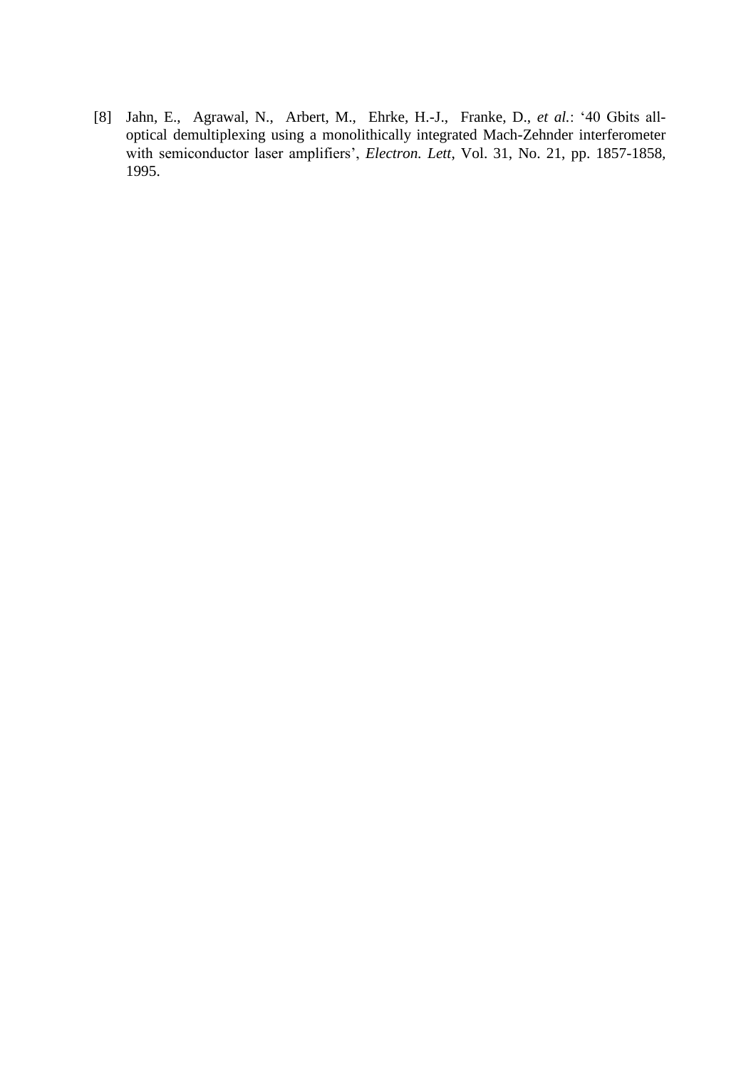[8] Jahn, E., Agrawal, N., Arbert, M., Ehrke, H.-J., Franke, D., *et al.*: '40 Gbits all-optical demultiplexing using a monolithically integrated Mach-Zehnder interferometer with semiconductor laser amplifiers', *Electron. Lett*, Vol. 31, No. 21, pp. 1857-1858, 1995.